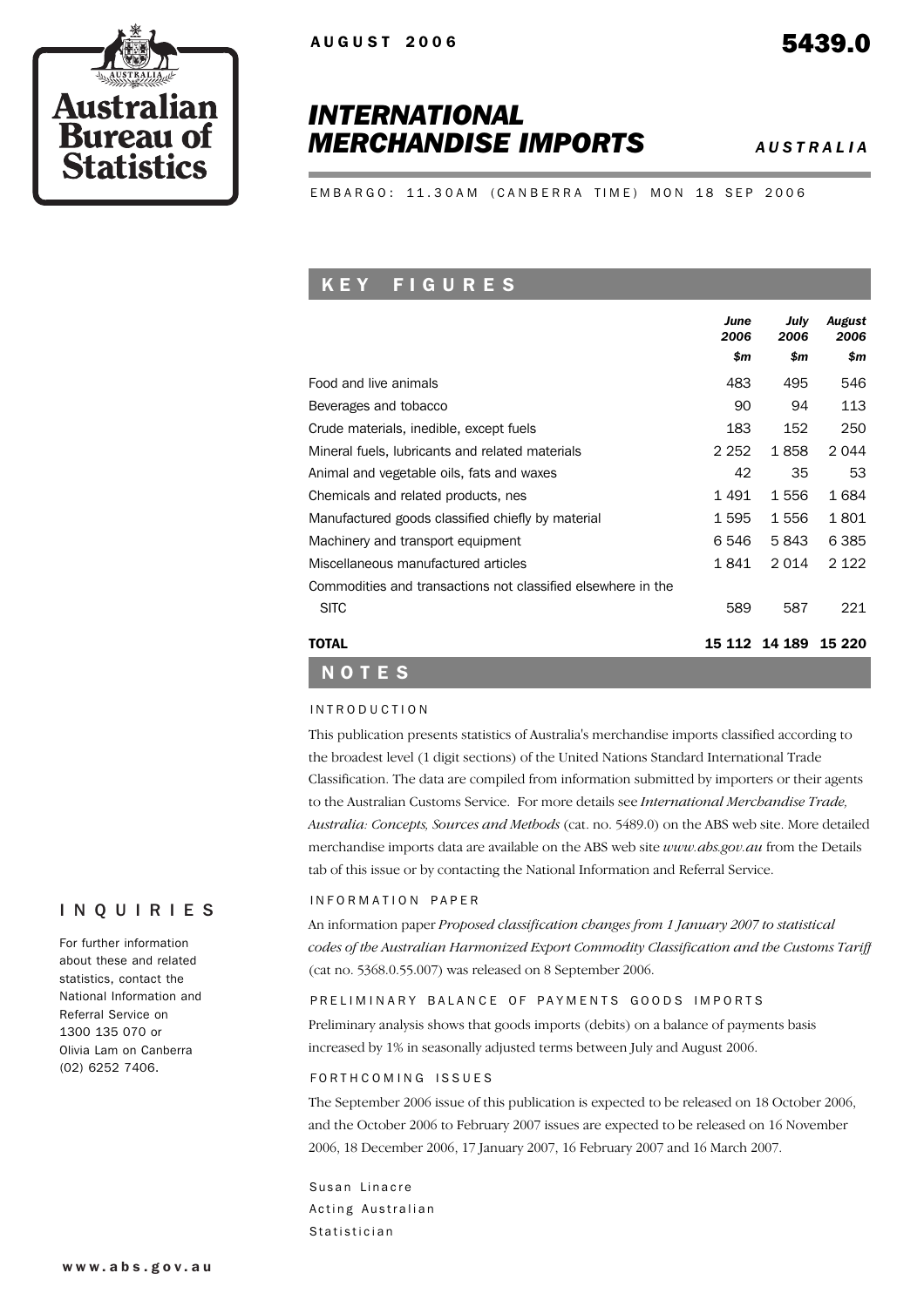Australian Bureau of Statistics

AUGUST 2006

5439.0

# INTERNATIONAL MERCHANDISE IMPORTS

*AUSTRALIA*

EMBARGO: 11.30AM (CANBERRA TIME) MON 18 SEP 2006

## KEY FIGURES

| | June 2006 $m | July 2006 $m | August 2006 $m |
|---|---|---|---|
| Food and live animals | 483 | 495 | 546 |
| Beverages and tobacco | 90 | 94 | 113 |
| Crude materials, inedible, except fuels | 183 | 152 | 250 |
| Mineral fuels, lubricants and related materials | 2 252 | 1 858 | 2 044 |
| Animal and vegetable oils, fats and waxes | 42 | 35 | 53 |
| Chemicals and related products, nes | 1 491 | 1 556 | 1 684 |
| Manufactured goods classified chiefly by material | 1 595 | 1 556 | 1 801 |
| Machinery and transport equipment | 6 546 | 5 843 | 6 385 |
| Miscellaneous manufactured articles | 1 841 | 2 014 | 2 122 |
| Commodities and transactions not classified elsewhere in the SITC | 589 | 587 | 221 |
| **TOTAL** | **15 112** | **14 189** | **15 220** |

## NOTES

### INTRODUCTION

This publication presents statistics of Australia's merchandise imports classified according to the broadest level (1 digit sections) of the United Nations Standard International Trade Classification. The data are compiled from information submitted by importers or their agents to the Australian Customs Service. For more details see *International Merchandise Trade, Australia: Concepts, Sources and Methods* (cat. no. 5489.0) on the ABS web site. More detailed merchandise imports data are available on the ABS web site *www.abs.gov.au* from the Details tab of this issue or by contacting the National Information and Referral Service.

### INFORMATION PAPER

An information paper *Proposed classification changes from 1 January 2007 to statistical codes of the Australian Harmonized Export Commodity Classification and the Customs Tariff* (cat no. 5368.0.55.007) was released on 8 September 2006.

### PRELIMINARY BALANCE OF PAYMENTS GOODS IMPORTS

Preliminary analysis shows that goods imports (debits) on a balance of payments basis increased by 1% in seasonally adjusted terms between July and August 2006.

### FORTHCOMING ISSUES

The September 2006 issue of this publication is expected to be released on 18 October 2006, and the October 2006 to February 2007 issues are expected to be released on 16 November 2006, 18 December 2006, 17 January 2007, 16 February 2007 and 16 March 2007.

Susan Linacre
Acting Australian
Statistician

### INQUIRIES

For further information about these and related statistics, contact the National Information and Referral Service on 1300 135 070 or Olivia Lam on Canberra (02) 6252 7406.

www.abs.gov.au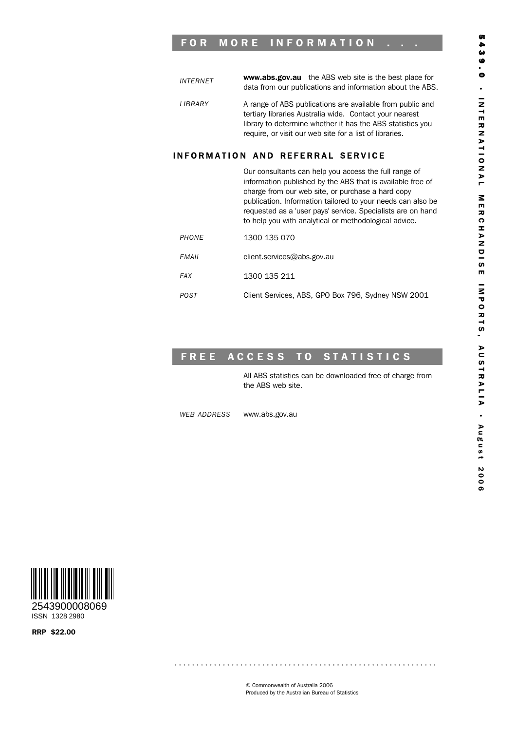## FOR MORE INFORMATION . . .

*INTERNET* **www.abs.gov.au** the ABS web site is the best place for data from our publications and information about the ABS.

*LIBRARY* A range of ABS publications are available from public and tertiary libraries Australia wide. Contact your nearest library to determine whether it has the ABS statistics you require, or visit our web site for a list of libraries.

## INFORMATION AND REFERRAL SERVICE

Our consultants can help you access the full range of information published by the ABS that is available free of charge from our web site, or purchase a hard copy publication. Information tailored to your needs can also be requested as a 'user pays' service. Specialists are on hand to help you with analytical or methodological advice.

*PHONE* 1300 135 070

*EMAIL* client.services@abs.gov.au

*FAX* 1300 135 211

*POST* Client Services, ABS, GPO Box 796, Sydney NSW 2001

## FREE ACCESS TO STATISTICS

All ABS statistics can be downloaded free of charge from the ABS web site.

*WEB ADDRESS* www.abs.gov.au

2543900008069

ISSN 1328 2980

**RRP $22.00**

© Commonwealth of Australia 2006
Produced by the Australian Bureau of Statistics